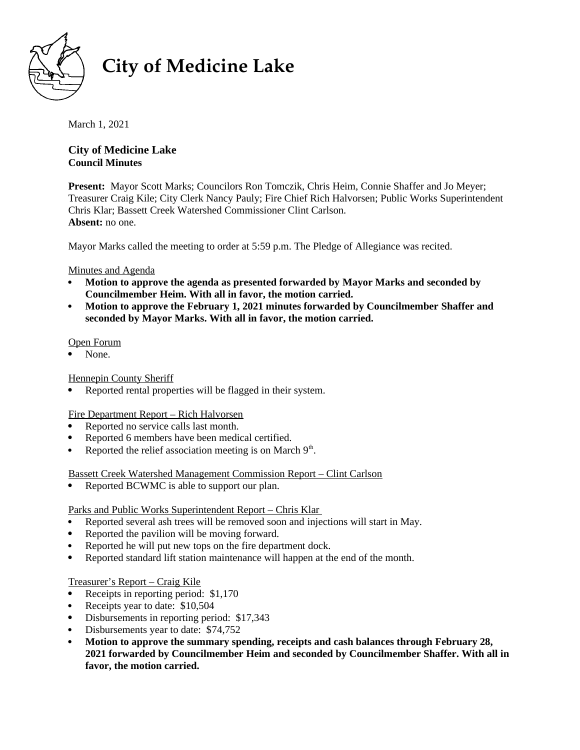# City of Medicine Lake

March 1, 2021

**City of Medicine Lake**
**Council Minutes**

**Present:** Mayor Scott Marks; Councilors Ron Tomczik, Chris Heim, Connie Shaffer and Jo Meyer; Treasurer Craig Kile; City Clerk Nancy Pauly; Fire Chief Rich Halvorsen; Public Works Superintendent Chris Klar; Bassett Creek Watershed Commissioner Clint Carlson.
**Absent:** no one.

Mayor Marks called the meeting to order at 5:59 p.m. The Pledge of Allegiance was recited.

Minutes and Agenda

- **Motion to approve the agenda as presented forwarded by Mayor Marks and seconded by Councilmember Heim. With all in favor, the motion carried.**
- **Motion to approve the February 1, 2021 minutes forwarded by Councilmember Shaffer and seconded by Mayor Marks. With all in favor, the motion carried.**

Open Forum

- None.

Hennepin County Sheriff

- Reported rental properties will be flagged in their system.

Fire Department Report – Rich Halvorsen

- Reported no service calls last month.
- Reported 6 members have been medical certified.
- Reported the relief association meeting is on March 9th.

Bassett Creek Watershed Management Commission Report – Clint Carlson

- Reported BCWMC is able to support our plan.

Parks and Public Works Superintendent Report – Chris Klar

- Reported several ash trees will be removed soon and injections will start in May.
- Reported the pavilion will be moving forward.
- Reported he will put new tops on the fire department dock.
- Reported standard lift station maintenance will happen at the end of the month.

Treasurer's Report – Craig Kile

- Receipts in reporting period: $1,170
- Receipts year to date: $10,504
- Disbursements in reporting period: $17,343
- Disbursements year to date: $74,752
- **Motion to approve the summary spending, receipts and cash balances through February 28, 2021 forwarded by Councilmember Heim and seconded by Councilmember Shaffer. With all in favor, the motion carried.**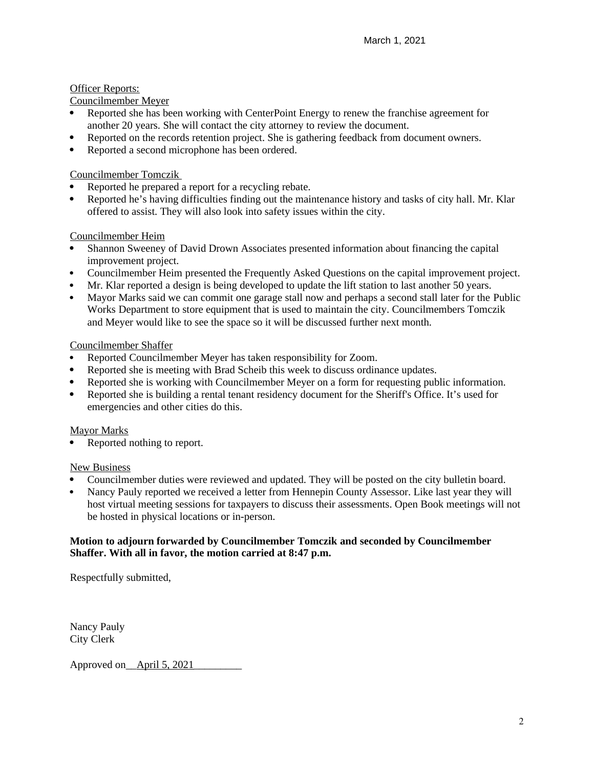Officer Reports:

Councilmember Meyer

- Reported she has been working with CenterPoint Energy to renew the franchise agreement for another 20 years. She will contact the city attorney to review the document.
- Reported on the records retention project. She is gathering feedback from document owners.
- Reported a second microphone has been ordered.

Councilmember Tomczik

- Reported he prepared a report for a recycling rebate.
- Reported he's having difficulties finding out the maintenance history and tasks of city hall. Mr. Klar offered to assist. They will also look into safety issues within the city.

Councilmember Heim

- Shannon Sweeney of David Drown Associates presented information about financing the capital improvement project.
- Councilmember Heim presented the Frequently Asked Questions on the capital improvement project.
- Mr. Klar reported a design is being developed to update the lift station to last another 50 years.
- Mayor Marks said we can commit one garage stall now and perhaps a second stall later for the Public Works Department to store equipment that is used to maintain the city. Councilmembers Tomczik and Meyer would like to see the space so it will be discussed further next month.

Councilmember Shaffer

- Reported Councilmember Meyer has taken responsibility for Zoom.
- Reported she is meeting with Brad Scheib this week to discuss ordinance updates.
- Reported she is working with Councilmember Meyer on a form for requesting public information.
- Reported she is building a rental tenant residency document for the Sheriff's Office. It's used for emergencies and other cities do this.

Mayor Marks

- Reported nothing to report.

New Business

- Councilmember duties were reviewed and updated. They will be posted on the city bulletin board.
- Nancy Pauly reported we received a letter from Hennepin County Assessor. Like last year they will host virtual meeting sessions for taxpayers to discuss their assessments. Open Book meetings will not be hosted in physical locations or in-person.

**Motion to adjourn forwarded by Councilmember Tomczik and seconded by Councilmember Shaffer. With all in favor, the motion carried at 8:47 p.m.**

Respectfully submitted,

Nancy Pauly
City Clerk

Approved on__April 5, 2021_________